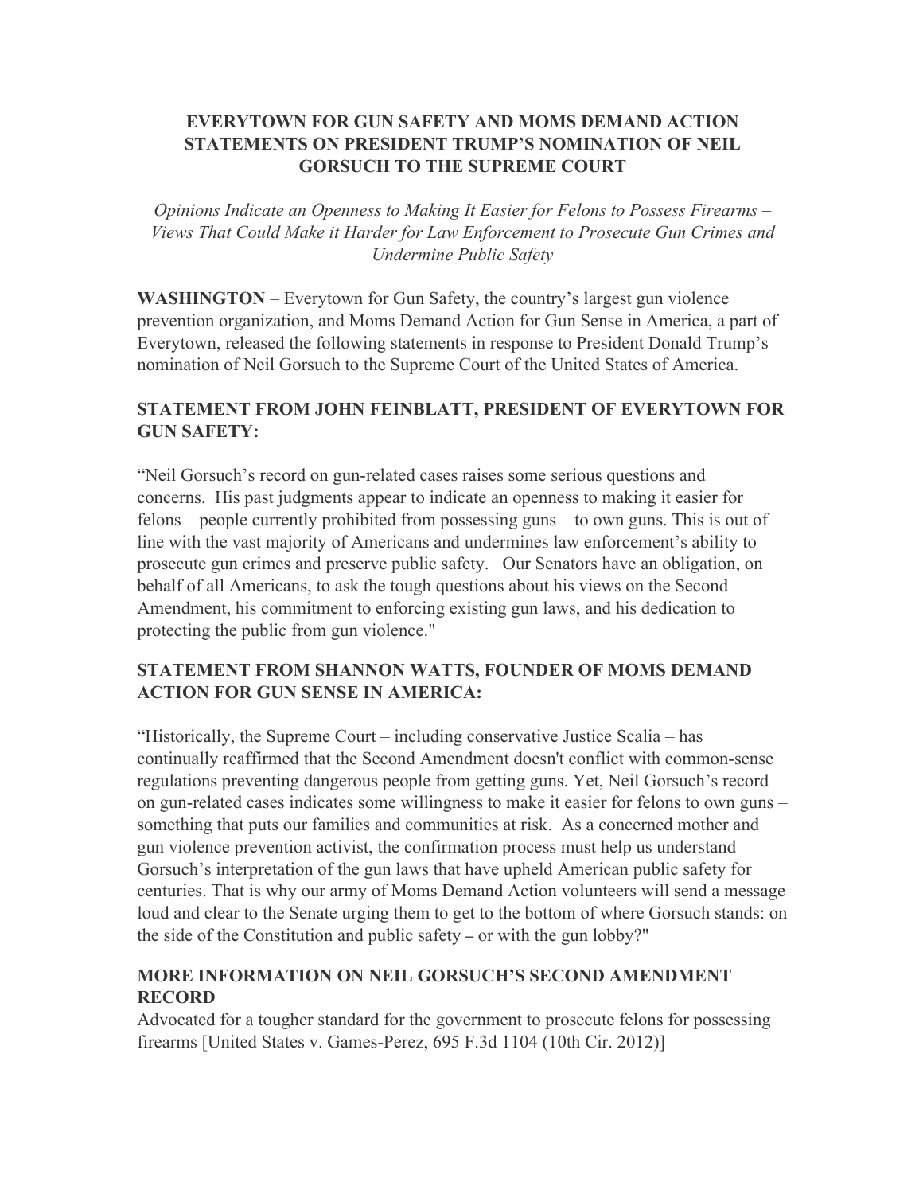# EVERYTOWN FOR GUN SAFETY AND MOMS DEMAND ACTION STATEMENTS ON PRESIDENT TRUMP'S NOMINATION OF NEIL GORSUCH TO THE SUPREME COURT

*Opinions Indicate an Openness to Making It Easier for Felons to Possess Firearms – Views That Could Make it Harder for Law Enforcement to Prosecute Gun Crimes and Undermine Public Safety*

**WASHINGTON** – Everytown for Gun Safety, the country's largest gun violence prevention organization, and Moms Demand Action for Gun Sense in America, a part of Everytown, released the following statements in response to President Donald Trump's nomination of Neil Gorsuch to the Supreme Court of the United States of America.

## STATEMENT FROM JOHN FEINBLATT, PRESIDENT OF EVERYTOWN FOR GUN SAFETY:

"Neil Gorsuch's record on gun-related cases raises some serious questions and concerns. His past judgments appear to indicate an openness to making it easier for felons – people currently prohibited from possessing guns – to own guns. This is out of line with the vast majority of Americans and undermines law enforcement's ability to prosecute gun crimes and preserve public safety. Our Senators have an obligation, on behalf of all Americans, to ask the tough questions about his views on the Second Amendment, his commitment to enforcing existing gun laws, and his dedication to protecting the public from gun violence."

## STATEMENT FROM SHANNON WATTS, FOUNDER OF MOMS DEMAND ACTION FOR GUN SENSE IN AMERICA:

"Historically, the Supreme Court – including conservative Justice Scalia – has continually reaffirmed that the Second Amendment doesn't conflict with common-sense regulations preventing dangerous people from getting guns. Yet, Neil Gorsuch's record on gun-related cases indicates some willingness to make it easier for felons to own guns – something that puts our families and communities at risk. As a concerned mother and gun violence prevention activist, the confirmation process must help us understand Gorsuch's interpretation of the gun laws that have upheld American public safety for centuries. That is why our army of Moms Demand Action volunteers will send a message loud and clear to the Senate urging them to get to the bottom of where Gorsuch stands: on the side of the Constitution and public safety – or with the gun lobby?"

## MORE INFORMATION ON NEIL GORSUCH'S SECOND AMENDMENT RECORD

Advocated for a tougher standard for the government to prosecute felons for possessing firearms [United States v. Games-Perez, 695 F.3d 1104 (10th Cir. 2012)]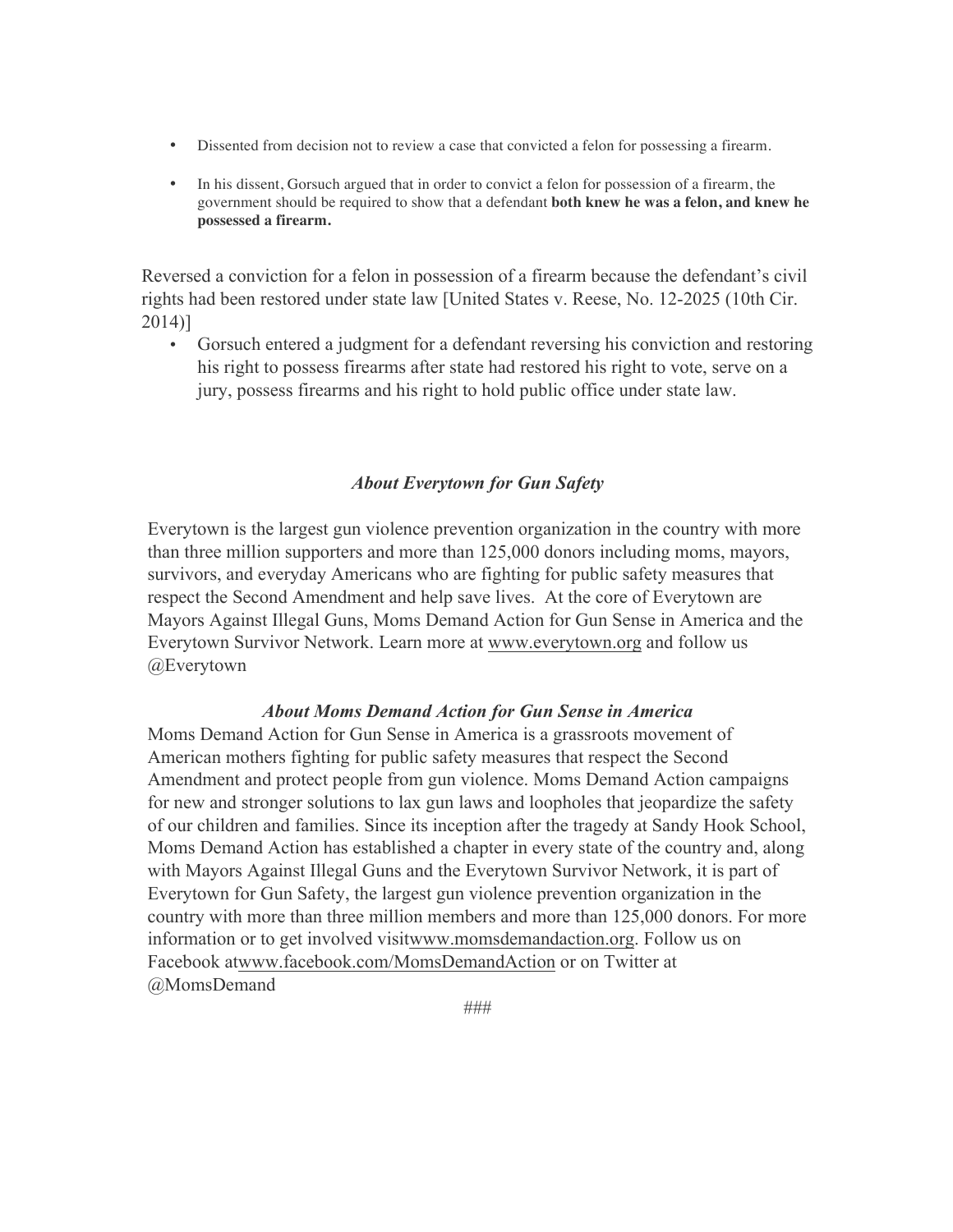- Dissented from decision not to review a case that convicted a felon for possessing a firearm.
- In his dissent, Gorsuch argued that in order to convict a felon for possession of a firearm, the government should be required to show that a defendant **both knew he was a felon, and knew he possessed a firearm.**

Reversed a conviction for a felon in possession of a firearm because the defendant's civil rights had been restored under state law [United States v. Reese, No. 12-2025 (10th Cir. 2014)]

- Gorsuch entered a judgment for a defendant reversing his conviction and restoring his right to possess firearms after state had restored his right to vote, serve on a jury, possess firearms and his right to hold public office under state law.

### *About Everytown for Gun Safety*

Everytown is the largest gun violence prevention organization in the country with more than three million supporters and more than 125,000 donors including moms, mayors, survivors, and everyday Americans who are fighting for public safety measures that respect the Second Amendment and help save lives. At the core of Everytown are Mayors Against Illegal Guns, Moms Demand Action for Gun Sense in America and the Everytown Survivor Network. Learn more at www.everytown.org and follow us @Everytown

### *About Moms Demand Action for Gun Sense in America*

Moms Demand Action for Gun Sense in America is a grassroots movement of American mothers fighting for public safety measures that respect the Second Amendment and protect people from gun violence. Moms Demand Action campaigns for new and stronger solutions to lax gun laws and loopholes that jeopardize the safety of our children and families. Since its inception after the tragedy at Sandy Hook School, Moms Demand Action has established a chapter in every state of the country and, along with Mayors Against Illegal Guns and the Everytown Survivor Network, it is part of Everytown for Gun Safety, the largest gun violence prevention organization in the country with more than three million members and more than 125,000 donors. For more information or to get involved visitwww.momsdemandaction.org. Follow us on Facebook atwww.facebook.com/MomsDemandAction or on Twitter at @MomsDemand

###